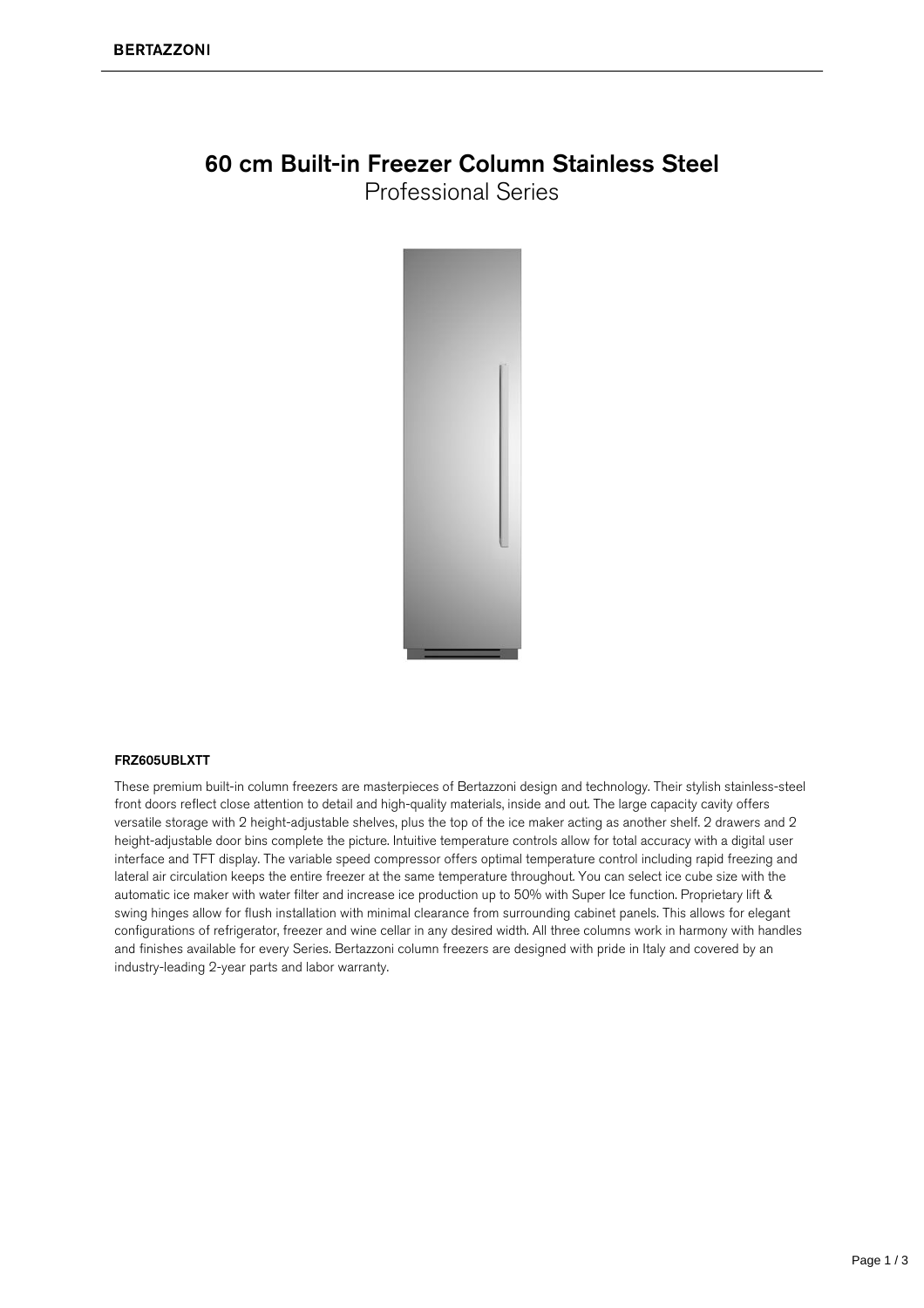# 60 cm Built-in Freezer Column Stainless Steel

Professional Series

**FRZ605UBLXTT**

These premium built-in column freezers are masterpieces of Bertazzoni design and technology. Their stylish stainless-steel front doors reflect close attention to detail and high-quality materials, inside and out. The large capacity cavity offers versatile storage with 2 height-adjustable shelves, plus the top of the ice maker acting as another shelf. 2 drawers and 2 height-adjustable door bins complete the picture. Intuitive temperature controls allow for total accuracy with a digital user interface and TFT display. The variable speed compressor offers optimal temperature control including rapid freezing and lateral air circulation keeps the entire freezer at the same temperature throughout. You can select ice cube size with the automatic ice maker with water filter and increase ice production up to 50% with Super Ice function. Proprietary lift & swing hinges allow for flush installation with minimal clearance from surrounding cabinet panels. This allows for elegant configurations of refrigerator, freezer and wine cellar in any desired width. All three columns work in harmony with handles and finishes available for every Series. Bertazzoni column freezers are designed with pride in Italy and covered by an industry-leading 2-year parts and labor warranty.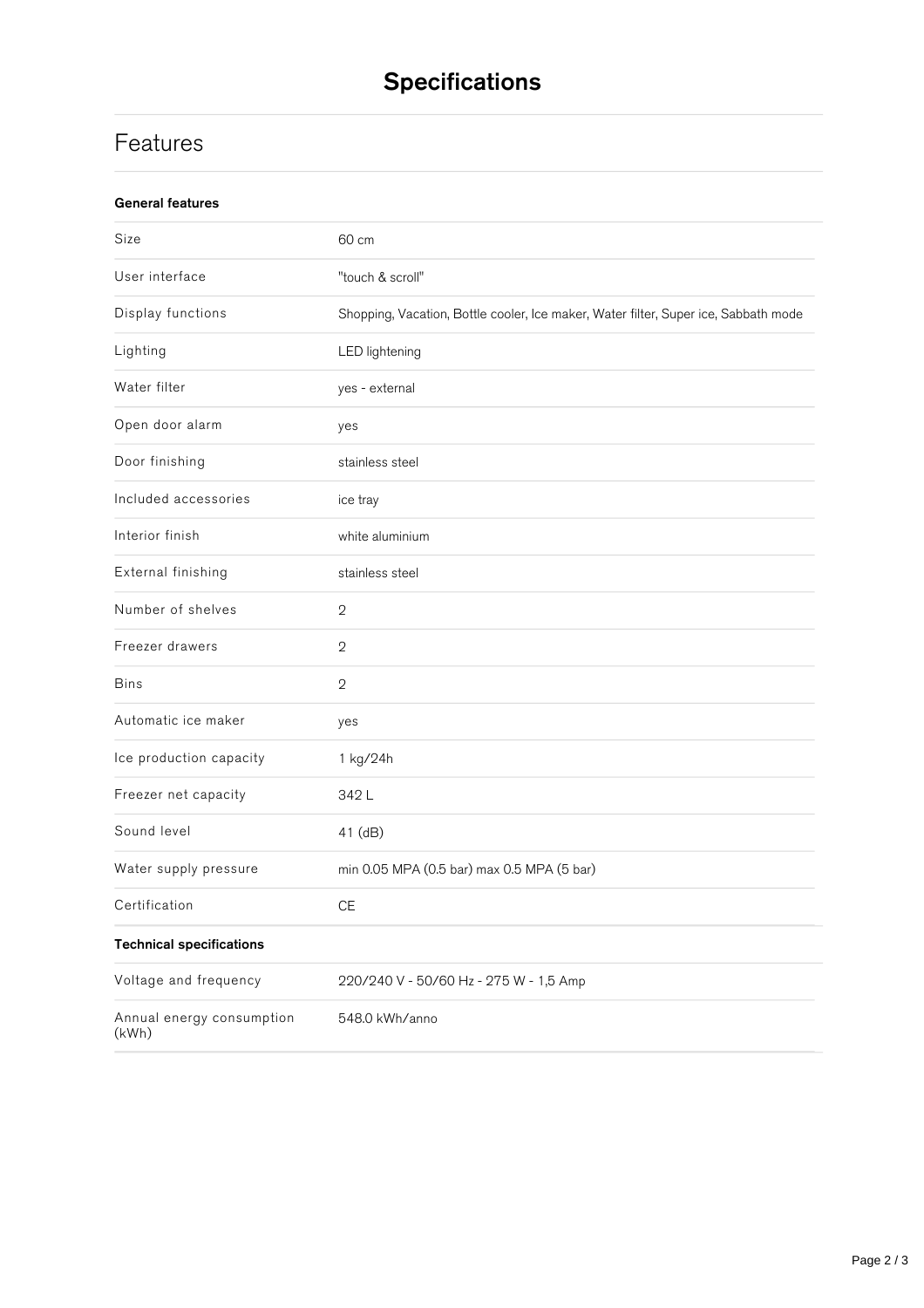# Specifications

## Features

| General features | |
|---|---|
| Size | 60 cm |
| User interface | "touch & scroll" |
| Display functions | Shopping, Vacation, Bottle cooler, Ice maker, Water filter, Super ice, Sabbath mode |
| Lighting | LED lightening |
| Water filter | yes - external |
| Open door alarm | yes |
| Door finishing | stainless steel |
| Included accessories | ice tray |
| Interior finish | white aluminium |
| External finishing | stainless steel |
| Number of shelves | 2 |
| Freezer drawers | 2 |
| Bins | 2 |
| Automatic ice maker | yes |
| Ice production capacity | 1 kg/24h |
| Freezer net capacity | 342 L |
| Sound level | 41 (dB) |
| Water supply pressure | min 0.05 MPA (0.5 bar) max 0.5 MPA (5 bar) |
| Certification | CE |

| Technical specifications | |
|---|---|
| Voltage and frequency | 220/240 V - 50/60 Hz - 275 W - 1,5 Amp |
| Annual energy consumption (kWh) | 548.0 kWh/anno |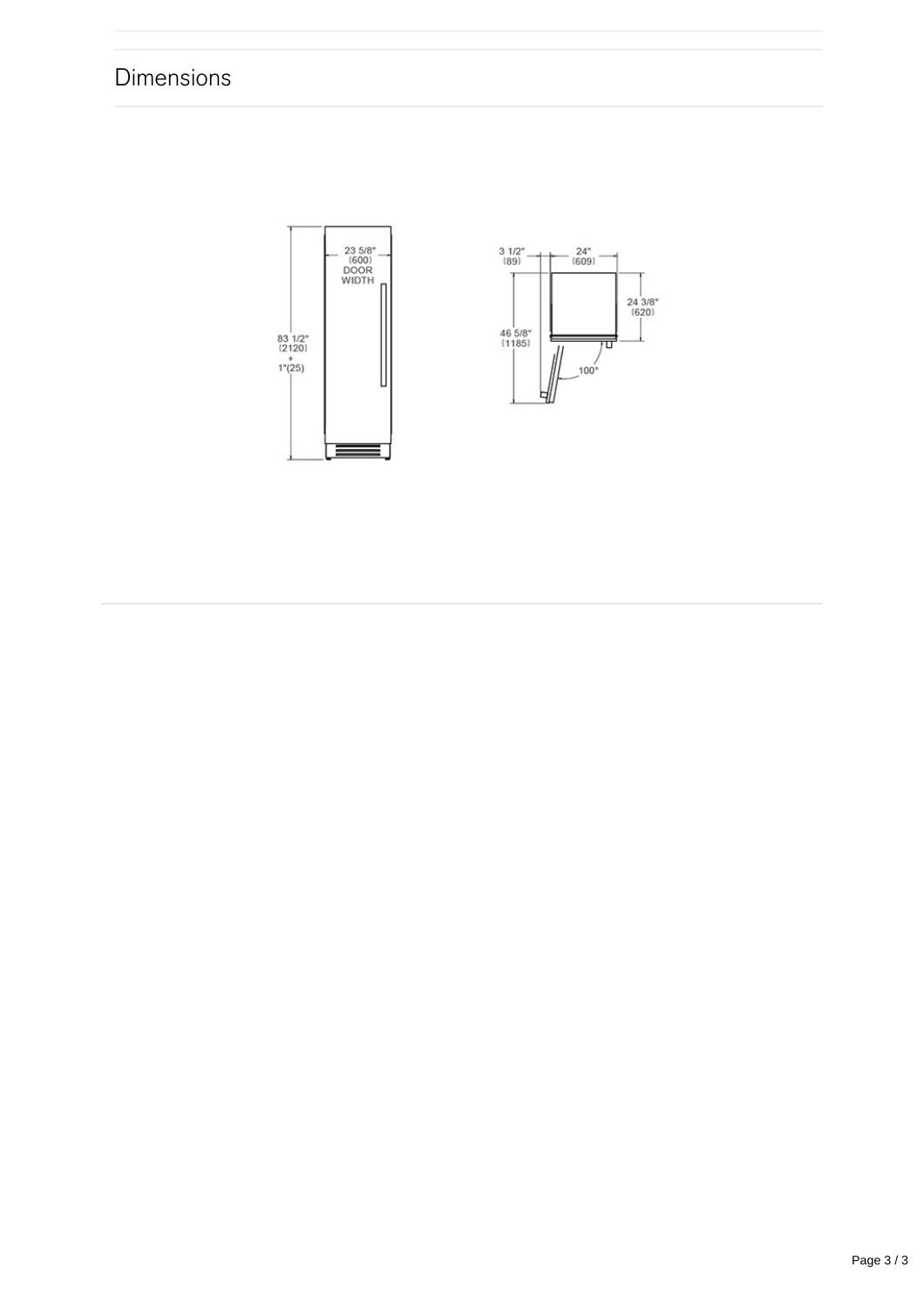## Dimensions

23 5/8"
(600)
DOOR
WIDTH

83 1/2"
(2120)
+
1"(25)

3 1/2"
(89)

24"
(609)

24 3/8"
(620)

46 5/8"
(1185)

100°